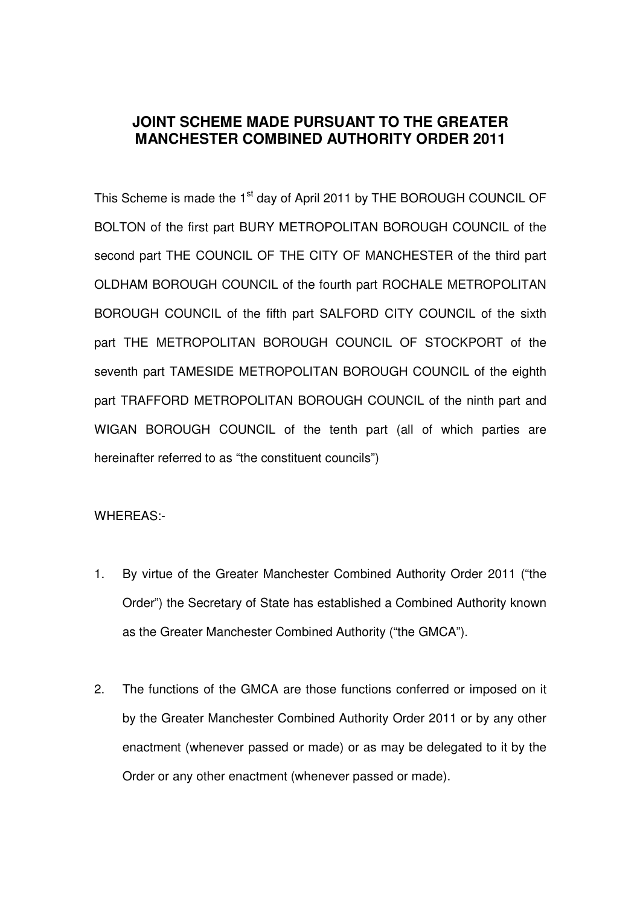# JOINT SCHEME MADE PURSUANT TO THE GREATER MANCHESTER COMBINED AUTHORITY ORDER 2011

This Scheme is made the 1st day of April 2011 by THE BOROUGH COUNCIL OF BOLTON of the first part BURY METROPOLITAN BOROUGH COUNCIL of the second part THE COUNCIL OF THE CITY OF MANCHESTER of the third part OLDHAM BOROUGH COUNCIL of the fourth part ROCHALE METROPOLITAN BOROUGH COUNCIL of the fifth part SALFORD CITY COUNCIL of the sixth part THE METROPOLITAN BOROUGH COUNCIL OF STOCKPORT of the seventh part TAMESIDE METROPOLITAN BOROUGH COUNCIL of the eighth part TRAFFORD METROPOLITAN BOROUGH COUNCIL of the ninth part and WIGAN BOROUGH COUNCIL of the tenth part (all of which parties are hereinafter referred to as "the constituent councils")

WHEREAS:-

1. By virtue of the Greater Manchester Combined Authority Order 2011 ("the Order") the Secretary of State has established a Combined Authority known as the Greater Manchester Combined Authority ("the GMCA").

2. The functions of the GMCA are those functions conferred or imposed on it by the Greater Manchester Combined Authority Order 2011 or by any other enactment (whenever passed or made) or as may be delegated to it by the Order or any other enactment (whenever passed or made).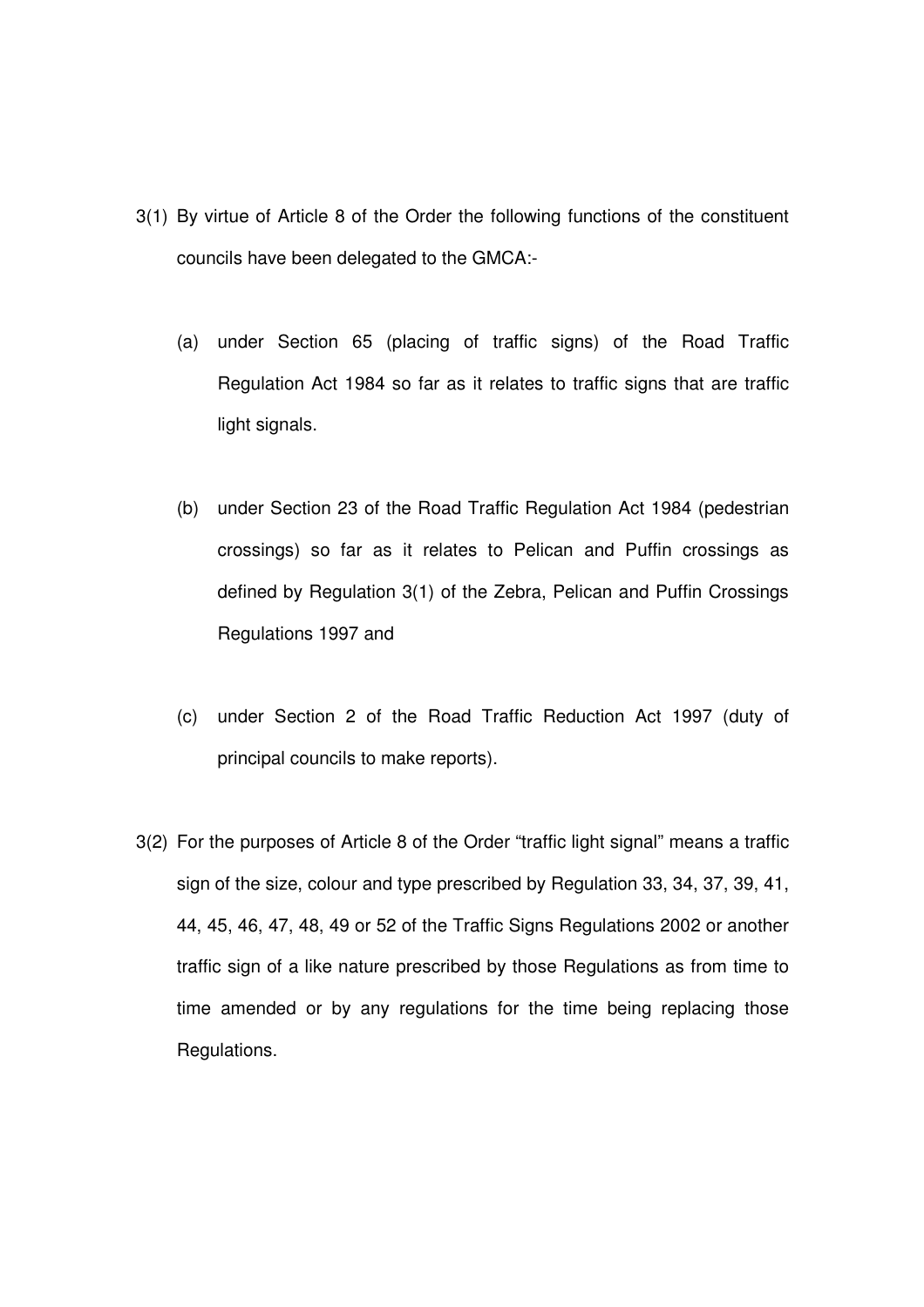3(1) By virtue of Article 8 of the Order the following functions of the constituent councils have been delegated to the GMCA:-

(a) under Section 65 (placing of traffic signs) of the Road Traffic Regulation Act 1984 so far as it relates to traffic signs that are traffic light signals.

(b) under Section 23 of the Road Traffic Regulation Act 1984 (pedestrian crossings) so far as it relates to Pelican and Puffin crossings as defined by Regulation 3(1) of the Zebra, Pelican and Puffin Crossings Regulations 1997 and

(c) under Section 2 of the Road Traffic Reduction Act 1997 (duty of principal councils to make reports).

3(2) For the purposes of Article 8 of the Order "traffic light signal" means a traffic sign of the size, colour and type prescribed by Regulation 33, 34, 37, 39, 41, 44, 45, 46, 47, 48, 49 or 52 of the Traffic Signs Regulations 2002 or another traffic sign of a like nature prescribed by those Regulations as from time to time amended or by any regulations for the time being replacing those Regulations.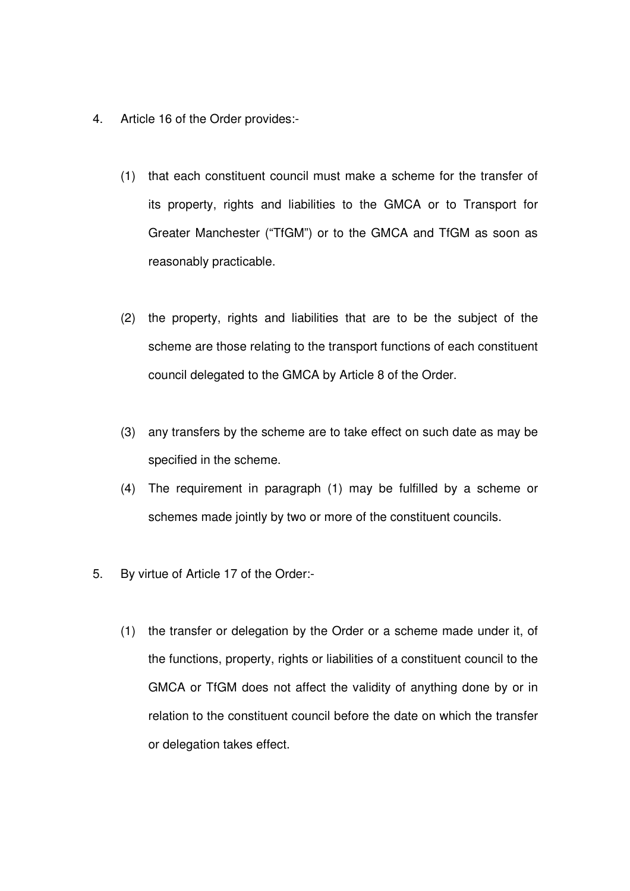4. Article 16 of the Order provides:-

   (1) that each constituent council must make a scheme for the transfer of its property, rights and liabilities to the GMCA or to Transport for Greater Manchester ("TfGM") or to the GMCA and TfGM as soon as reasonably practicable.

   (2) the property, rights and liabilities that are to be the subject of the scheme are those relating to the transport functions of each constituent council delegated to the GMCA by Article 8 of the Order.

   (3) any transfers by the scheme are to take effect on such date as may be specified in the scheme.

   (4) The requirement in paragraph (1) may be fulfilled by a scheme or schemes made jointly by two or more of the constituent councils.

5. By virtue of Article 17 of the Order:-

   (1) the transfer or delegation by the Order or a scheme made under it, of the functions, property, rights or liabilities of a constituent council to the GMCA or TfGM does not affect the validity of anything done by or in relation to the constituent council before the date on which the transfer or delegation takes effect.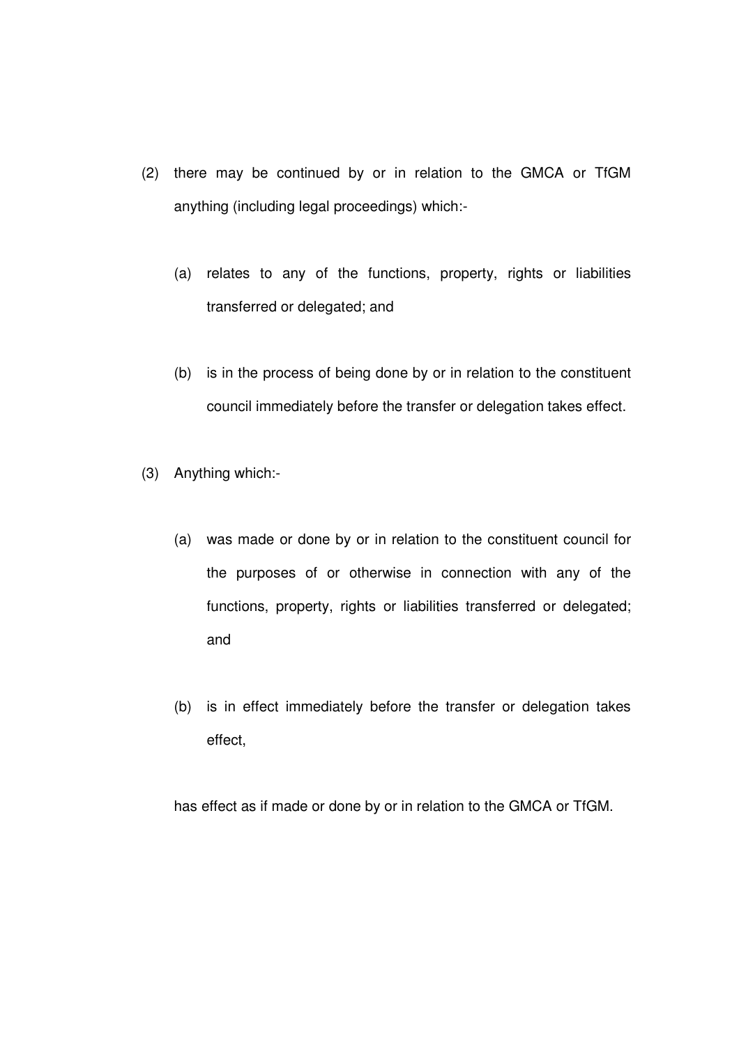(2) there may be continued by or in relation to the GMCA or TfGM anything (including legal proceedings) which:-

  (a) relates to any of the functions, property, rights or liabilities transferred or delegated; and

  (b) is in the process of being done by or in relation to the constituent council immediately before the transfer or delegation takes effect.

(3) Anything which:-

  (a) was made or done by or in relation to the constituent council for the purposes of or otherwise in connection with any of the functions, property, rights or liabilities transferred or delegated; and

  (b) is in effect immediately before the transfer or delegation takes effect,

has effect as if made or done by or in relation to the GMCA or TfGM.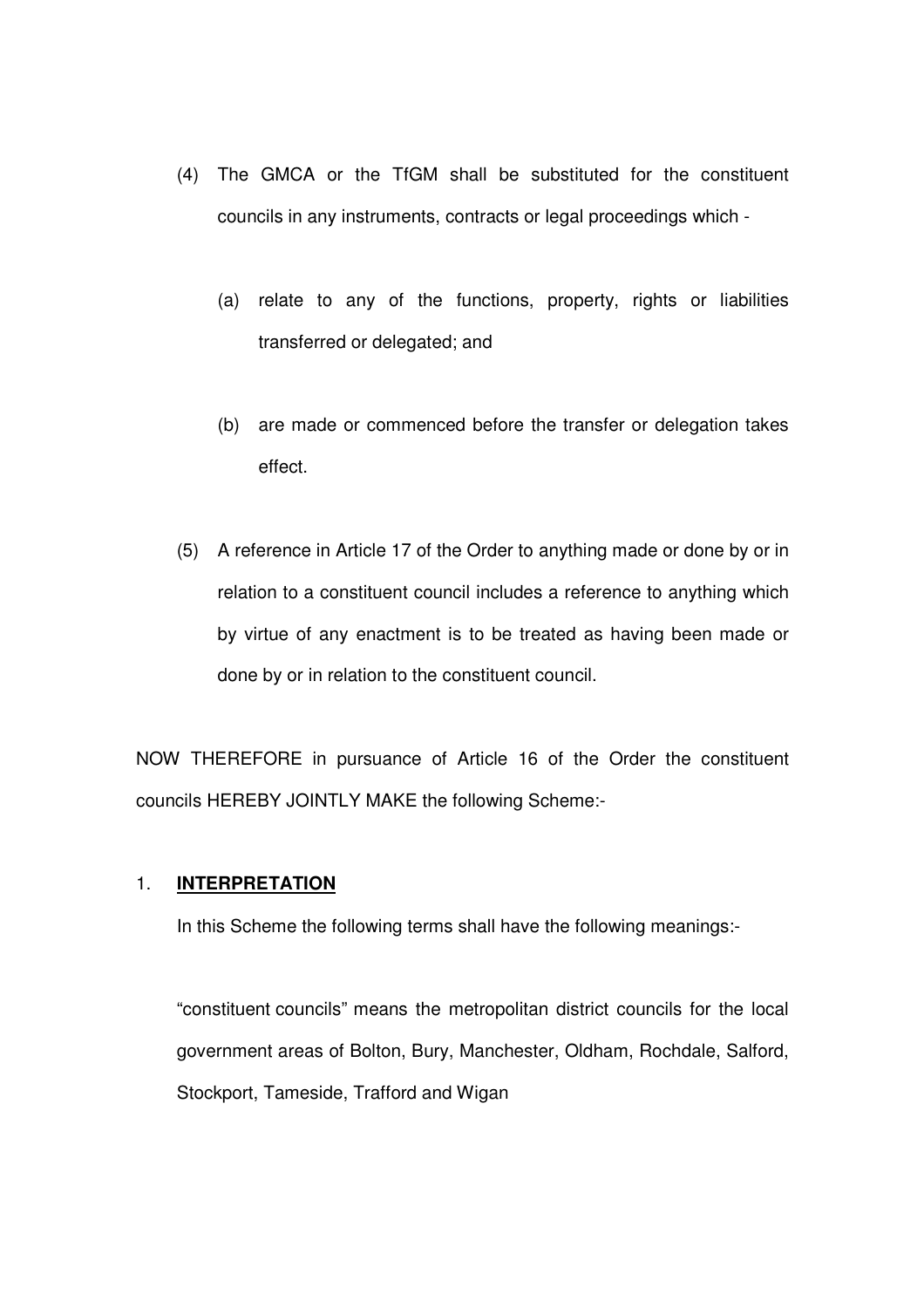(4) The GMCA or the TfGM shall be substituted for the constituent councils in any instruments, contracts or legal proceedings which -

  (a) relate to any of the functions, property, rights or liabilities transferred or delegated; and

  (b) are made or commenced before the transfer or delegation takes effect.

(5) A reference in Article 17 of the Order to anything made or done by or in relation to a constituent council includes a reference to anything which by virtue of any enactment is to be treated as having been made or done by or in relation to the constituent council.

NOW THEREFORE in pursuance of Article 16 of the Order the constituent councils HEREBY JOINTLY MAKE the following Scheme:-

1. **INTERPRETATION**

In this Scheme the following terms shall have the following meanings:-

"constituent councils" means the metropolitan district councils for the local government areas of Bolton, Bury, Manchester, Oldham, Rochdale, Salford, Stockport, Tameside, Trafford and Wigan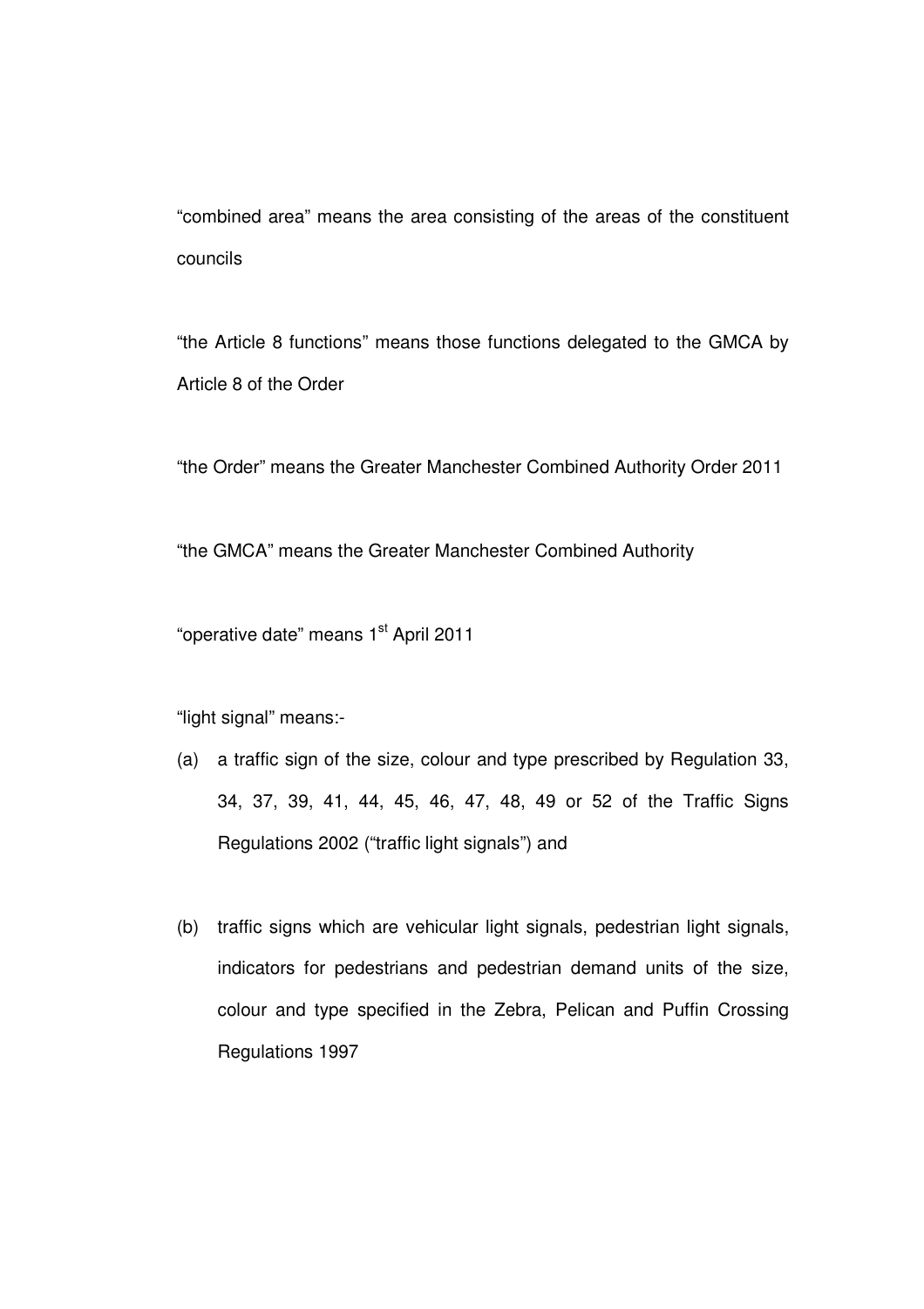"combined area" means the area consisting of the areas of the constituent councils

"the Article 8 functions" means those functions delegated to the GMCA by Article 8 of the Order

"the Order" means the Greater Manchester Combined Authority Order 2011

"the GMCA" means the Greater Manchester Combined Authority

"operative date" means 1st April 2011

"light signal" means:-

(a) a traffic sign of the size, colour and type prescribed by Regulation 33, 34, 37, 39, 41, 44, 45, 46, 47, 48, 49 or 52 of the Traffic Signs Regulations 2002 ("traffic light signals") and

(b) traffic signs which are vehicular light signals, pedestrian light signals, indicators for pedestrians and pedestrian demand units of the size, colour and type specified in the Zebra, Pelican and Puffin Crossing Regulations 1997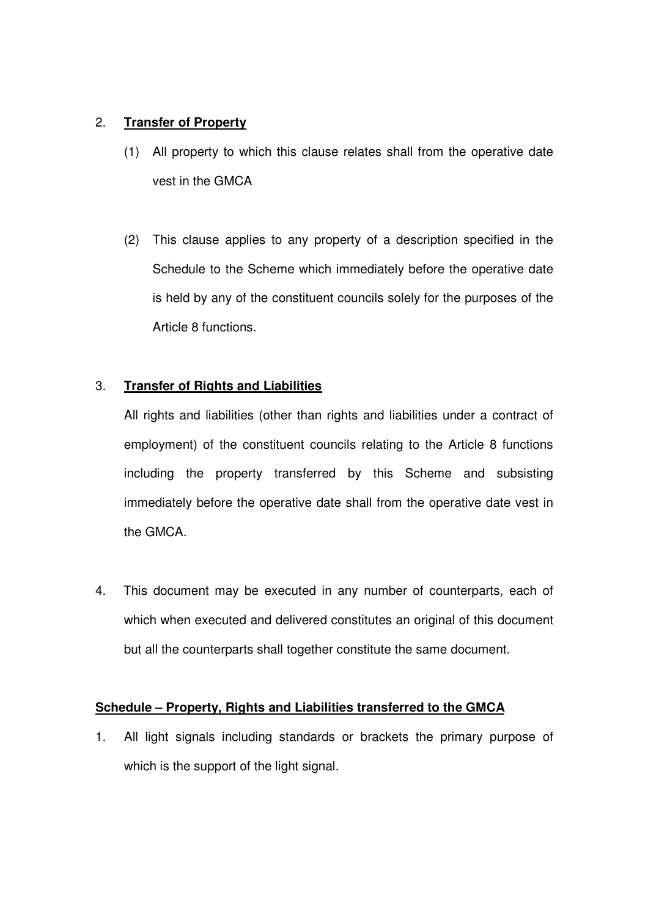2. **Transfer of Property**

   (1) All property to which this clause relates shall from the operative date vest in the GMCA

   (2) This clause applies to any property of a description specified in the Schedule to the Scheme which immediately before the operative date is held by any of the constituent councils solely for the purposes of the Article 8 functions.

3. **Transfer of Rights and Liabilities**

   All rights and liabilities (other than rights and liabilities under a contract of employment) of the constituent councils relating to the Article 8 functions including the property transferred by this Scheme and subsisting immediately before the operative date shall from the operative date vest in the GMCA.

4. This document may be executed in any number of counterparts, each of which when executed and delivered constitutes an original of this document but all the counterparts shall together constitute the same document.

**Schedule – Property, Rights and Liabilities transferred to the GMCA**

1. All light signals including standards or brackets the primary purpose of which is the support of the light signal.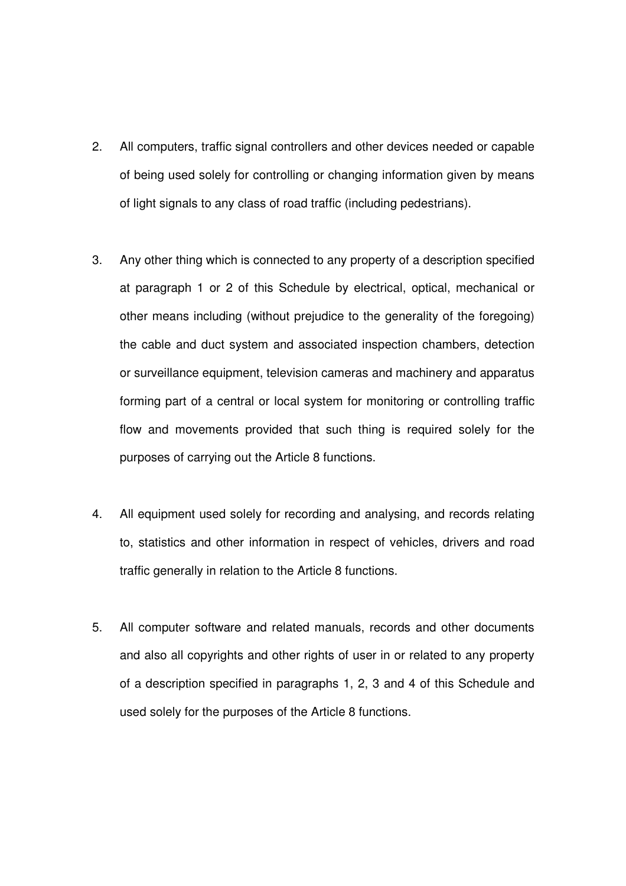2. All computers, traffic signal controllers and other devices needed or capable of being used solely for controlling or changing information given by means of light signals to any class of road traffic (including pedestrians).

3. Any other thing which is connected to any property of a description specified at paragraph 1 or 2 of this Schedule by electrical, optical, mechanical or other means including (without prejudice to the generality of the foregoing) the cable and duct system and associated inspection chambers, detection or surveillance equipment, television cameras and machinery and apparatus forming part of a central or local system for monitoring or controlling traffic flow and movements provided that such thing is required solely for the purposes of carrying out the Article 8 functions.

4. All equipment used solely for recording and analysing, and records relating to, statistics and other information in respect of vehicles, drivers and road traffic generally in relation to the Article 8 functions.

5. All computer software and related manuals, records and other documents and also all copyrights and other rights of user in or related to any property of a description specified in paragraphs 1, 2, 3 and 4 of this Schedule and used solely for the purposes of the Article 8 functions.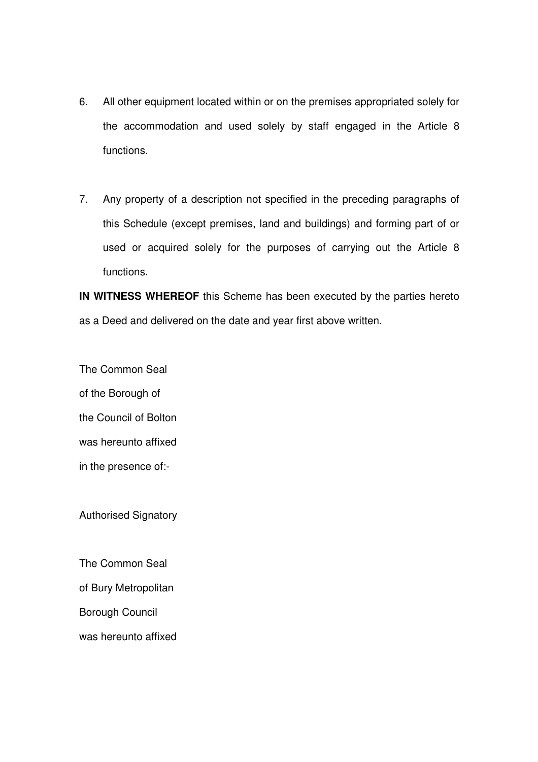6. All other equipment located within or on the premises appropriated solely for the accommodation and used solely by staff engaged in the Article 8 functions.

7. Any property of a description not specified in the preceding paragraphs of this Schedule (except premises, land and buildings) and forming part of or used or acquired solely for the purposes of carrying out the Article 8 functions.

**IN WITNESS WHEREOF** this Scheme has been executed by the parties hereto as a Deed and delivered on the date and year first above written.

The Common Seal
of the Borough of
the Council of Bolton
was hereunto affixed
in the presence of:-

Authorised Signatory

The Common Seal
of Bury Metropolitan
Borough Council
was hereunto affixed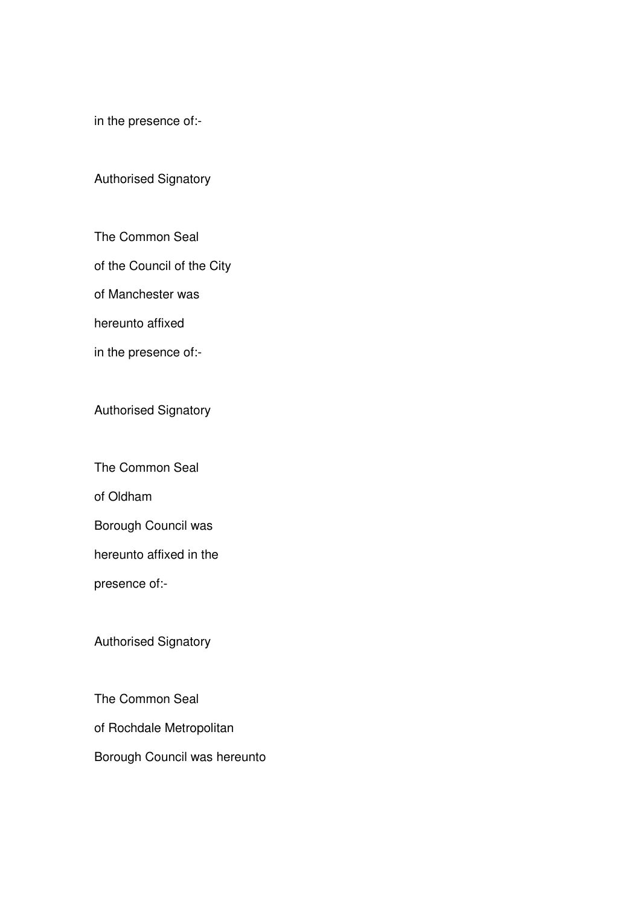in the presence of:-

Authorised Signatory

The Common Seal

of the Council of the City

of Manchester was

hereunto affixed

in the presence of:-

Authorised Signatory

The Common Seal

of Oldham

Borough Council was

hereunto affixed in the

presence of:-

Authorised Signatory

The Common Seal

of Rochdale Metropolitan

Borough Council was hereunto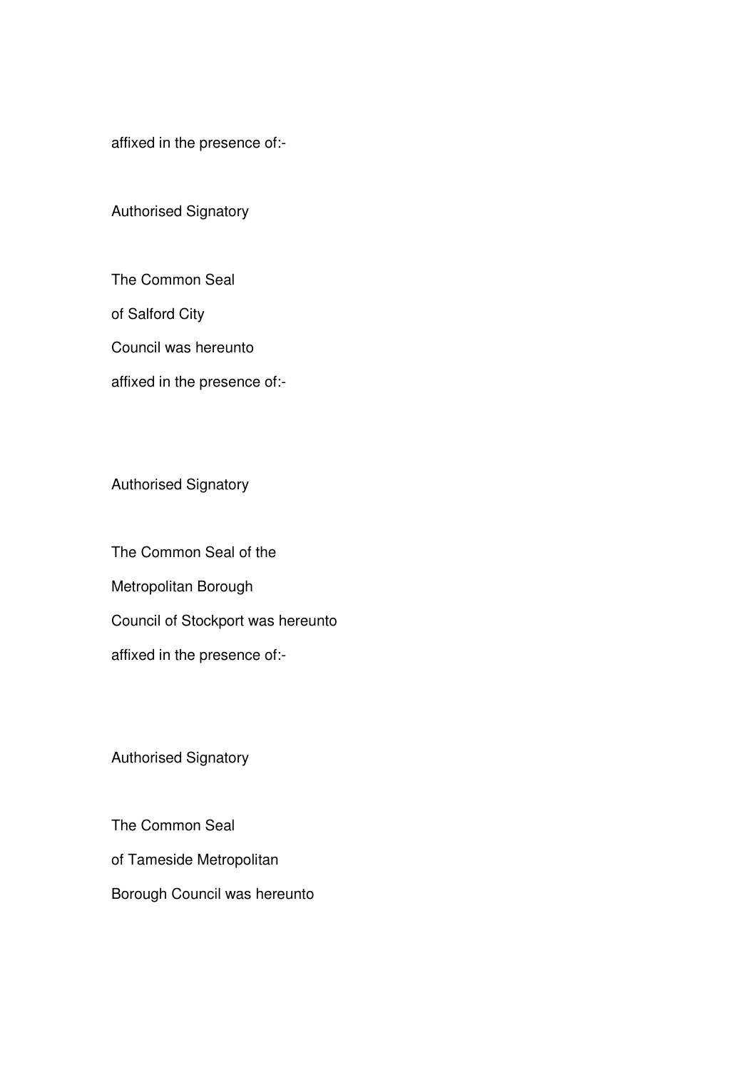affixed in the presence of:-

Authorised Signatory

The Common Seal

of Salford City

Council was hereunto

affixed in the presence of:-

Authorised Signatory

The Common Seal of the

Metropolitan Borough

Council of Stockport was hereunto

affixed in the presence of:-

Authorised Signatory

The Common Seal

of Tameside Metropolitan

Borough Council was hereunto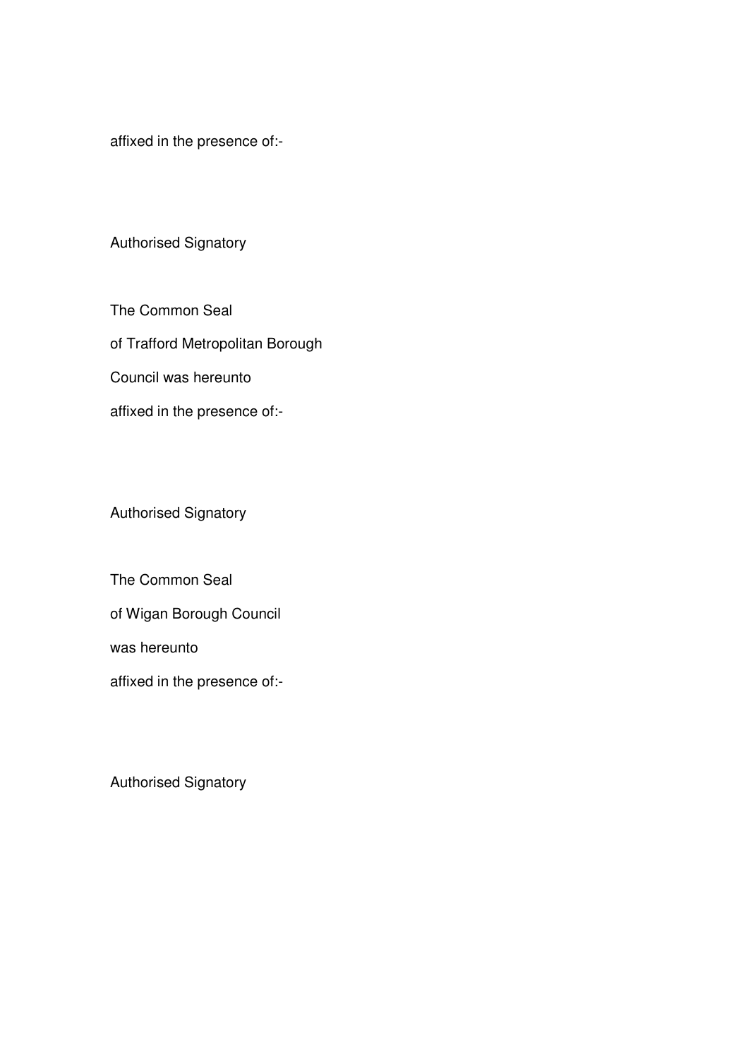affixed in the presence of:-

Authorised Signatory

The Common Seal

of Trafford Metropolitan Borough

Council was hereunto

affixed in the presence of:-

Authorised Signatory

The Common Seal

of Wigan Borough Council

was hereunto

affixed in the presence of:-

Authorised Signatory